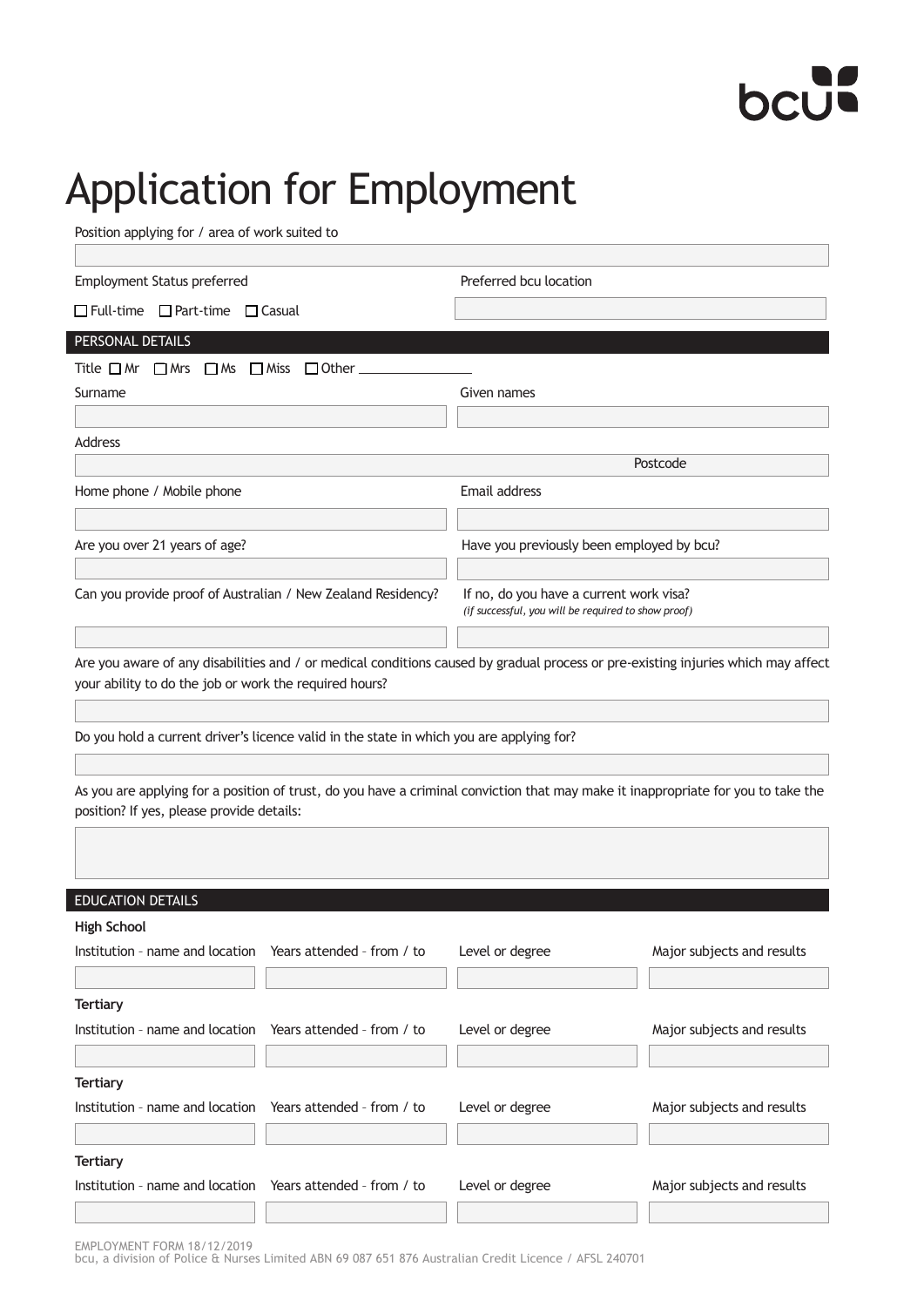# Application for Employment

Position applying for / area of work suited to

Employment Status preferred

☐ Full-time ☐ Part-time ☐ Casual

Preferred bcu location

## PERSONAL DETAILS

Title ☐ Mr ☐ Mrs ☐ Ms ☐ Miss ☐ Other ______________

Surname

Given names

Address

Postcode

Home phone / Mobile phone

Email address

Are you over 21 years of age?

Have you previously been employed by bcu?

Can you provide proof of Australian / New Zealand Residency?

If no, do you have a current work visa?
*(If successful, you will be required to show proof)*

Are you aware of any disabilities and / or medical conditions caused by gradual process or pre-existing injuries which may affect your ability to do the job or work the required hours?

Do you hold a current driver's licence valid in the state in which you are applying for?

As you are applying for a position of trust, do you have a criminal conviction that may make it inappropriate for you to take the position? If yes, please provide details:

## EDUCATION DETAILS

**High School**

| Institution – name and location | Years attended – from / to | Level or degree | Major subjects and results |
|---|---|---|---|
| | | | |

**Tertiary**

| Institution – name and location | Years attended – from / to | Level or degree | Major subjects and results |
|---|---|---|---|
| | | | |

**Tertiary**

| Institution – name and location | Years attended – from / to | Level or degree | Major subjects and results |
|---|---|---|---|
| | | | |

**Tertiary**

| Institution – name and location | Years attended – from / to | Level or degree | Major subjects and results |
|---|---|---|---|
| | | | |

EMPLOYMENT FORM 18/12/2019
bcu, a division of Police & Nurses Limited ABN 69 087 651 876 Australian Credit Licence / AFSL 240701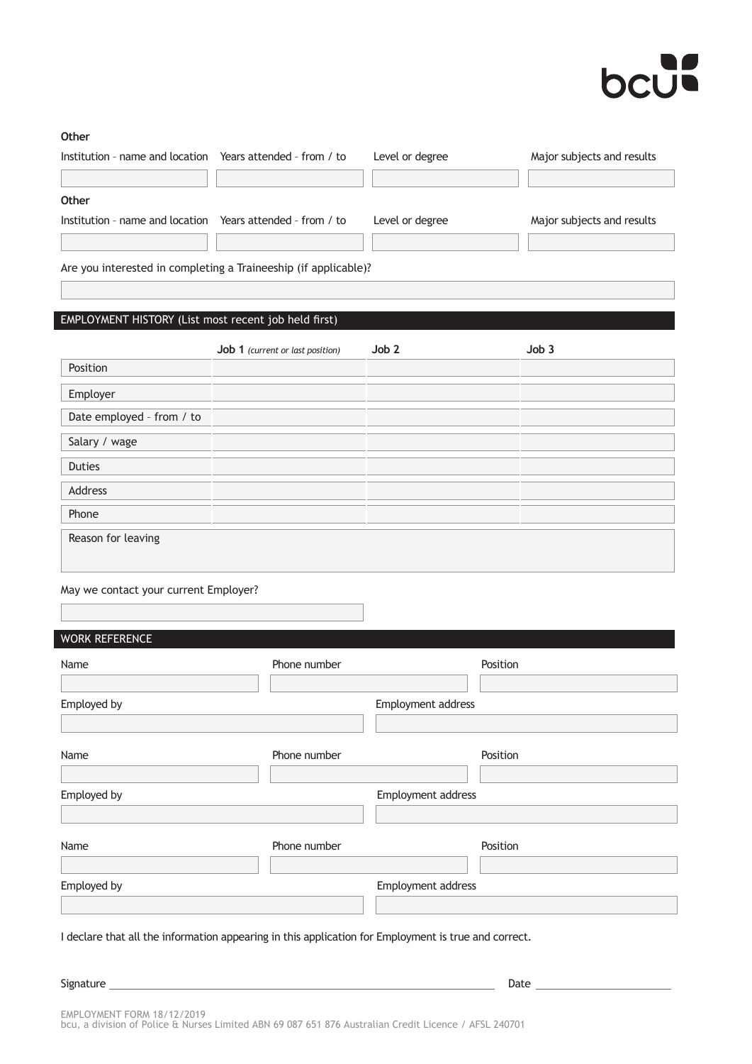**Other**

| Institution – name and location | Years attended – from / to | Level or degree | Major subjects and results |
|---|---|---|---|
| | | | |

**Other**

| Institution – name and location | Years attended – from / to | Level or degree | Major subjects and results |
|---|---|---|---|
| | | | |

Are you interested in completing a Traineeship (if applicable)?

## EMPLOYMENT HISTORY (List most recent job held first)

| | **Job 1** *(current or last position)* | **Job 2** | **Job 3** |
|---|---|---|---|
| Position | | | |
| Employer | | | |
| Date employed – from / to | | | |
| Salary / wage | | | |
| Duties | | | |
| Address | | | |
| Phone | | | |
| Reason for leaving | | | |

May we contact your current Employer?

## WORK REFERENCE

| Name | Phone number | Position |
|---|---|---|
| | | |

| Employed by | Employment address |
|---|---|
| | |

| Name | Phone number | Position |
|---|---|---|
| | | |

| Employed by | Employment address |
|---|---|
| | |

| Name | Phone number | Position |
|---|---|---|
| | | |

| Employed by | Employment address |
|---|---|
| | |

I declare that all the information appearing in this application for Employment is true and correct.

Signature \_\_\_\_\_\_\_\_\_\_\_\_\_\_\_\_\_\_\_\_\_\_\_\_\_\_\_\_\_\_ Date \_\_\_\_\_\_\_\_\_\_\_\_\_\_\_\_

EMPLOYMENT FORM 18/12/2019
bcu, a division of Police & Nurses Limited ABN 69 087 651 876 Australian Credit Licence / AFSL 240701